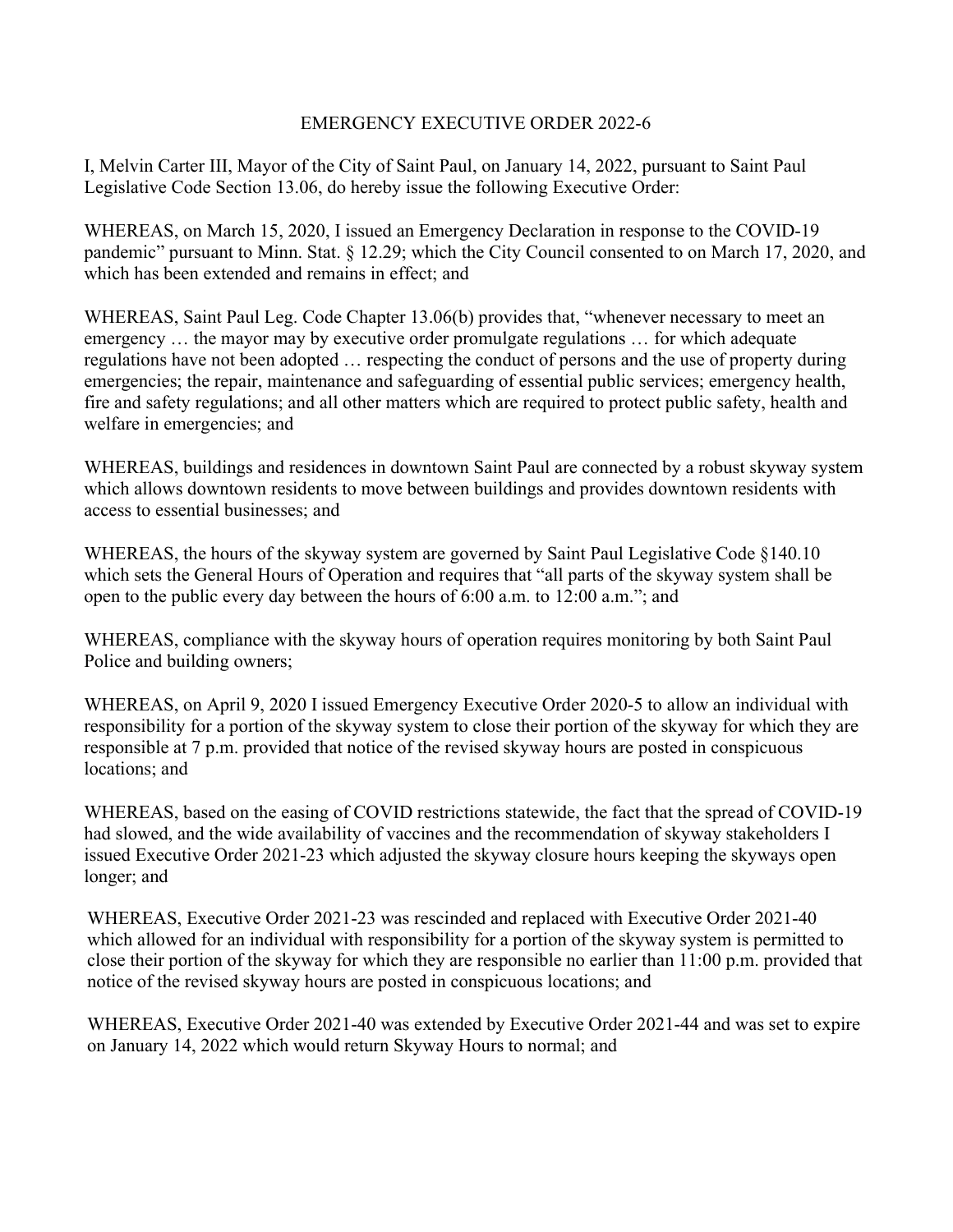# EMERGENCY EXECUTIVE ORDER 2022-6

I, Melvin Carter III, Mayor of the City of Saint Paul, on January 14, 2022, pursuant to Saint Paul Legislative Code Section 13.06, do hereby issue the following Executive Order:

WHEREAS, on March 15, 2020, I issued an Emergency Declaration in response to the COVID-19 pandemic" pursuant to Minn. Stat. § 12.29; which the City Council consented to on March 17, 2020, and which has been extended and remains in effect; and

WHEREAS, Saint Paul Leg. Code Chapter 13.06(b) provides that, "whenever necessary to meet an emergency … the mayor may by executive order promulgate regulations … for which adequate regulations have not been adopted … respecting the conduct of persons and the use of property during emergencies; the repair, maintenance and safeguarding of essential public services; emergency health, fire and safety regulations; and all other matters which are required to protect public safety, health and welfare in emergencies; and

WHEREAS, buildings and residences in downtown Saint Paul are connected by a robust skyway system which allows downtown residents to move between buildings and provides downtown residents with access to essential businesses; and

WHEREAS, the hours of the skyway system are governed by Saint Paul Legislative Code §140.10 which sets the General Hours of Operation and requires that "all parts of the skyway system shall be open to the public every day between the hours of 6:00 a.m. to 12:00 a.m."; and

WHEREAS, compliance with the skyway hours of operation requires monitoring by both Saint Paul Police and building owners;

WHEREAS, on April 9, 2020 I issued Emergency Executive Order 2020-5 to allow an individual with responsibility for a portion of the skyway system to close their portion of the skyway for which they are responsible at 7 p.m. provided that notice of the revised skyway hours are posted in conspicuous locations; and

WHEREAS, based on the easing of COVID restrictions statewide, the fact that the spread of COVID-19 had slowed, and the wide availability of vaccines and the recommendation of skyway stakeholders I issued Executive Order 2021-23 which adjusted the skyway closure hours keeping the skyways open longer; and

WHEREAS, Executive Order 2021-23 was rescinded and replaced with Executive Order 2021-40 which allowed for an individual with responsibility for a portion of the skyway system is permitted to close their portion of the skyway for which they are responsible no earlier than 11:00 p.m. provided that notice of the revised skyway hours are posted in conspicuous locations; and

WHEREAS, Executive Order 2021-40 was extended by Executive Order 2021-44 and was set to expire on January 14, 2022 which would return Skyway Hours to normal; and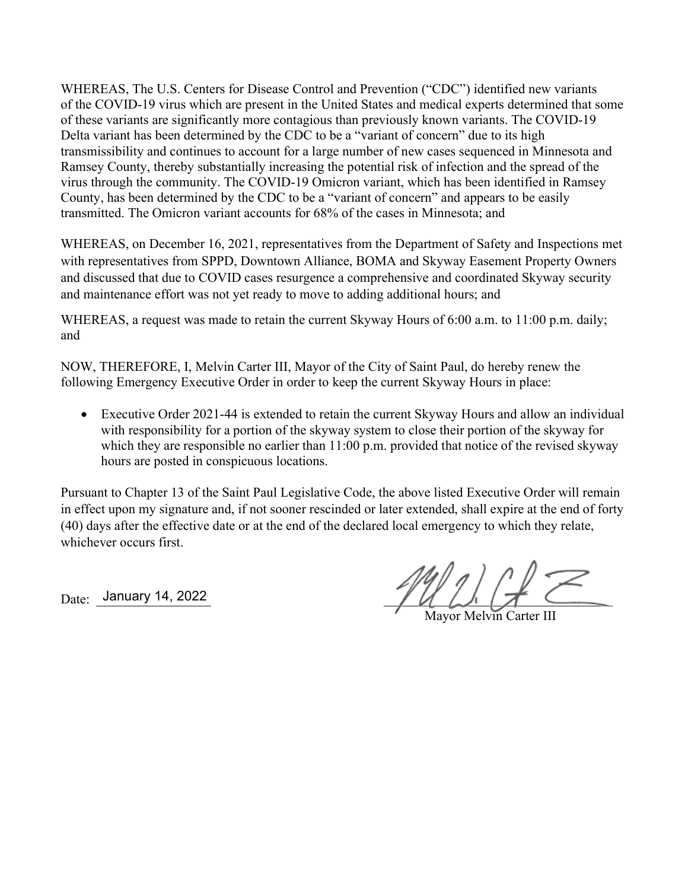WHEREAS, The U.S. Centers for Disease Control and Prevention ("CDC") identified new variants of the COVID-19 virus which are present in the United States and medical experts determined that some of these variants are significantly more contagious than previously known variants. The COVID-19 Delta variant has been determined by the CDC to be a "variant of concern" due to its high transmissibility and continues to account for a large number of new cases sequenced in Minnesota and Ramsey County, thereby substantially increasing the potential risk of infection and the spread of the virus through the community. The COVID-19 Omicron variant, which has been identified in Ramsey County, has been determined by the CDC to be a "variant of concern" and appears to be easily transmitted. The Omicron variant accounts for 68% of the cases in Minnesota; and

WHEREAS, on December 16, 2021, representatives from the Department of Safety and Inspections met with representatives from SPPD, Downtown Alliance, BOMA and Skyway Easement Property Owners and discussed that due to COVID cases resurgence a comprehensive and coordinated Skyway security and maintenance effort was not yet ready to move to adding additional hours; and

WHEREAS, a request was made to retain the current Skyway Hours of 6:00 a.m. to 11:00 p.m. daily; and

NOW, THEREFORE, I, Melvin Carter III, Mayor of the City of Saint Paul, do hereby renew the following Emergency Executive Order in order to keep the current Skyway Hours in place:

- Executive Order 2021-44 is extended to retain the current Skyway Hours and allow an individual with responsibility for a portion of the skyway system to close their portion of the skyway for which they are responsible no earlier than 11:00 p.m. provided that notice of the revised skyway hours are posted in conspicuous locations.

Pursuant to Chapter 13 of the Saint Paul Legislative Code, the above listed Executive Order will remain in effect upon my signature and, if not sooner rescinded or later extended, shall expire at the end of forty (40) days after the effective date or at the end of the declared local emergency to which they relate, whichever occurs first.

Date: January 14, 2022

Mayor Melvin Carter III